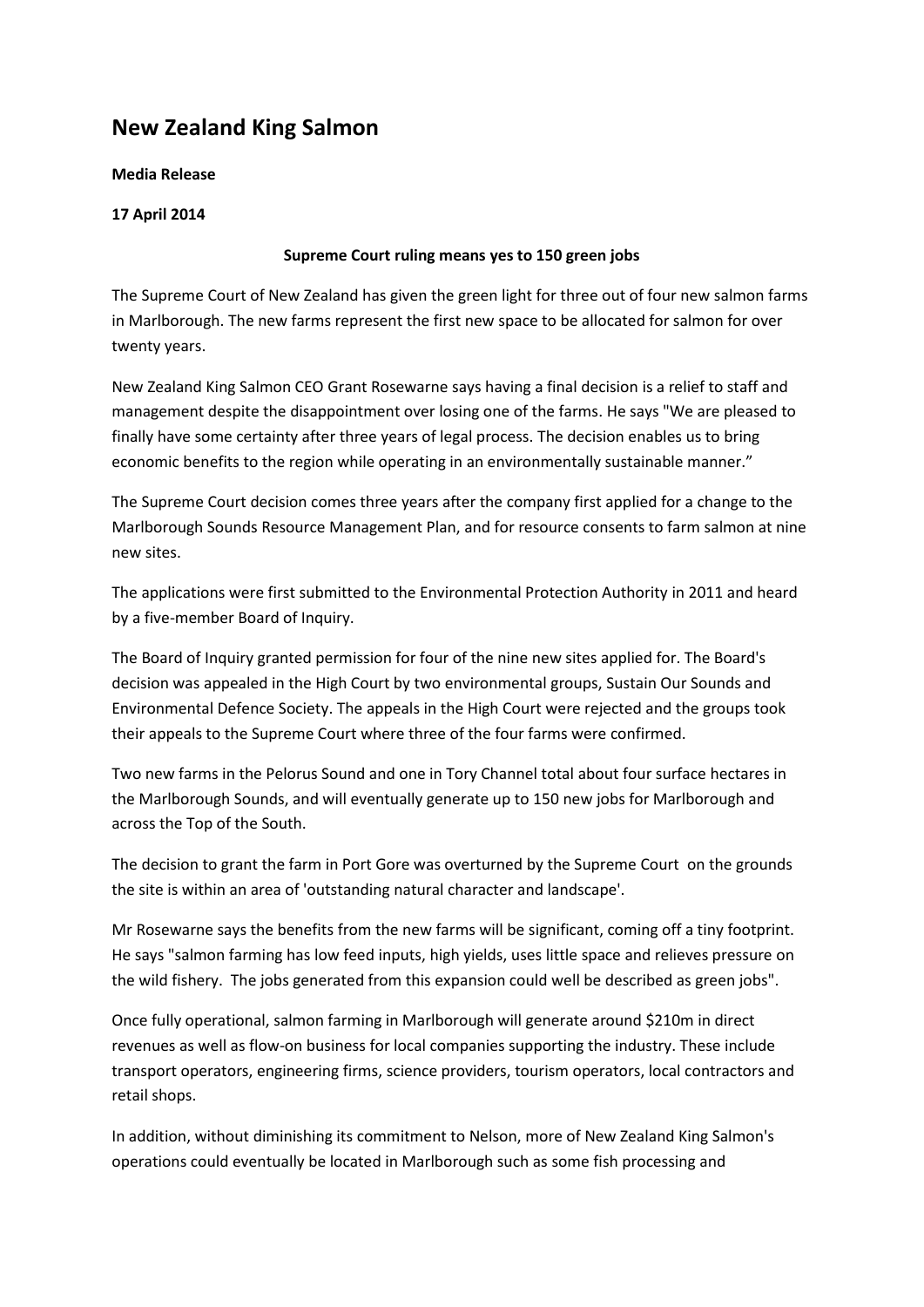# New Zealand King Salmon

**Media Release**

**17 April 2014**

**Supreme Court ruling means yes to 150 green jobs**

The Supreme Court of New Zealand has given the green light for three out of four new salmon farms in Marlborough. The new farms represent the first new space to be allocated for salmon for over twenty years.

New Zealand King Salmon CEO Grant Rosewarne says having a final decision is a relief to staff and management despite the disappointment over losing one of the farms. He says "We are pleased to finally have some certainty after three years of legal process. The decision enables us to bring economic benefits to the region while operating in an environmentally sustainable manner."

The Supreme Court decision comes three years after the company first applied for a change to the Marlborough Sounds Resource Management Plan, and for resource consents to farm salmon at nine new sites.

The applications were first submitted to the Environmental Protection Authority in 2011 and heard by a five-member Board of Inquiry.

The Board of Inquiry granted permission for four of the nine new sites applied for. The Board's decision was appealed in the High Court by two environmental groups, Sustain Our Sounds and Environmental Defence Society. The appeals in the High Court were rejected and the groups took their appeals to the Supreme Court where three of the four farms were confirmed.

Two new farms in the Pelorus Sound and one in Tory Channel total about four surface hectares in the Marlborough Sounds, and will eventually generate up to 150 new jobs for Marlborough and across the Top of the South.

The decision to grant the farm in Port Gore was overturned by the Supreme Court on the grounds the site is within an area of 'outstanding natural character and landscape'.

Mr Rosewarne says the benefits from the new farms will be significant, coming off a tiny footprint. He says "salmon farming has low feed inputs, high yields, uses little space and relieves pressure on the wild fishery. The jobs generated from this expansion could well be described as green jobs".

Once fully operational, salmon farming in Marlborough will generate around $210m in direct revenues as well as flow-on business for local companies supporting the industry. These include transport operators, engineering firms, science providers, tourism operators, local contractors and retail shops.

In addition, without diminishing its commitment to Nelson, more of New Zealand King Salmon's operations could eventually be located in Marlborough such as some fish processing and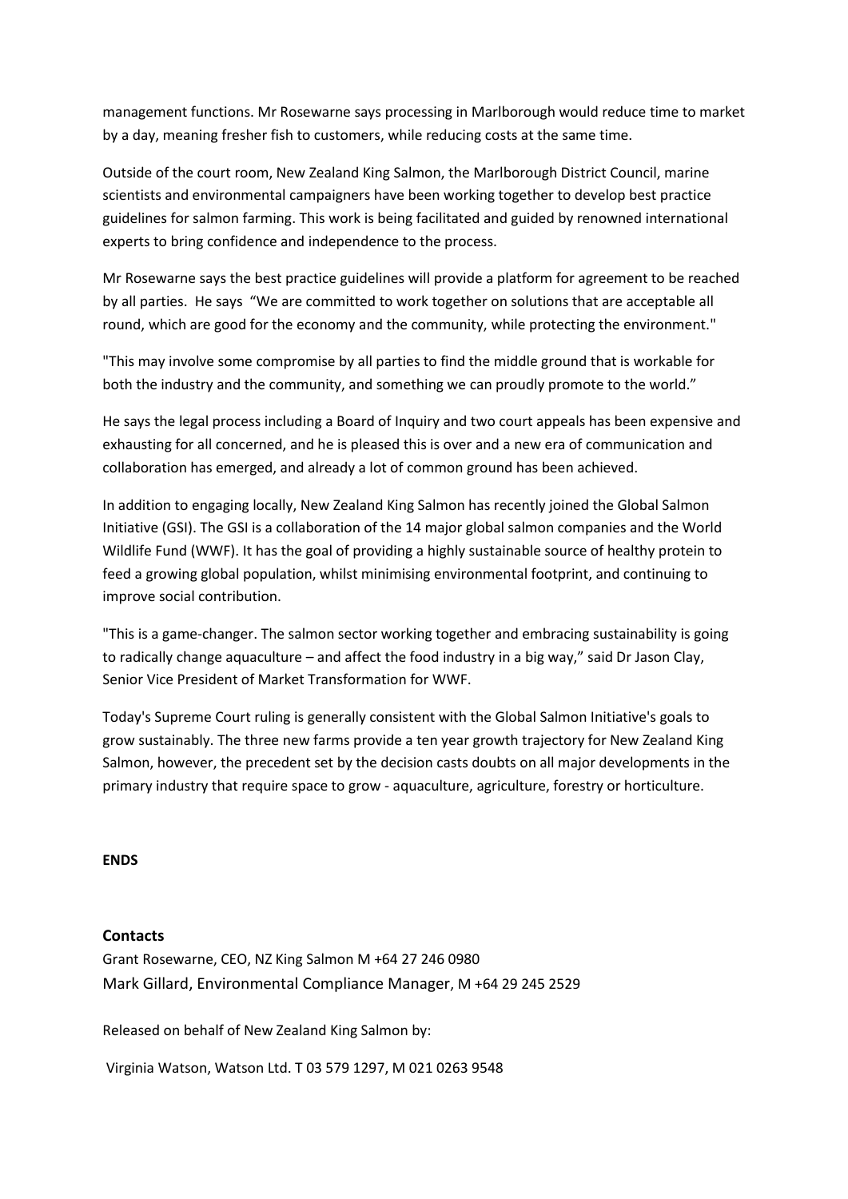management functions. Mr Rosewarne says processing in Marlborough would reduce time to market by a day, meaning fresher fish to customers, while reducing costs at the same time.

Outside of the court room, New Zealand King Salmon, the Marlborough District Council, marine scientists and environmental campaigners have been working together to develop best practice guidelines for salmon farming. This work is being facilitated and guided by renowned international experts to bring confidence and independence to the process.

Mr Rosewarne says the best practice guidelines will provide a platform for agreement to be reached by all parties. He says "We are committed to work together on solutions that are acceptable all round, which are good for the economy and the community, while protecting the environment."

"This may involve some compromise by all parties to find the middle ground that is workable for both the industry and the community, and something we can proudly promote to the world."

He says the legal process including a Board of Inquiry and two court appeals has been expensive and exhausting for all concerned, and he is pleased this is over and a new era of communication and collaboration has emerged, and already a lot of common ground has been achieved.

In addition to engaging locally, New Zealand King Salmon has recently joined the Global Salmon Initiative (GSI). The GSI is a collaboration of the 14 major global salmon companies and the World Wildlife Fund (WWF). It has the goal of providing a highly sustainable source of healthy protein to feed a growing global population, whilst minimising environmental footprint, and continuing to improve social contribution.

"This is a game-changer. The salmon sector working together and embracing sustainability is going to radically change aquaculture – and affect the food industry in a big way," said Dr Jason Clay, Senior Vice President of Market Transformation for WWF.

Today's Supreme Court ruling is generally consistent with the Global Salmon Initiative's goals to grow sustainably. The three new farms provide a ten year growth trajectory for New Zealand King Salmon, however, the precedent set by the decision casts doubts on all major developments in the primary industry that require space to grow - aquaculture, agriculture, forestry or horticulture.

**ENDS**

**Contacts**

Grant Rosewarne, CEO, NZ King Salmon M +64 27 246 0980
Mark Gillard, Environmental Compliance Manager, M +64 29 245 2529

Released on behalf of New Zealand King Salmon by:

Virginia Watson, Watson Ltd. T 03 579 1297, M 021 0263 9548